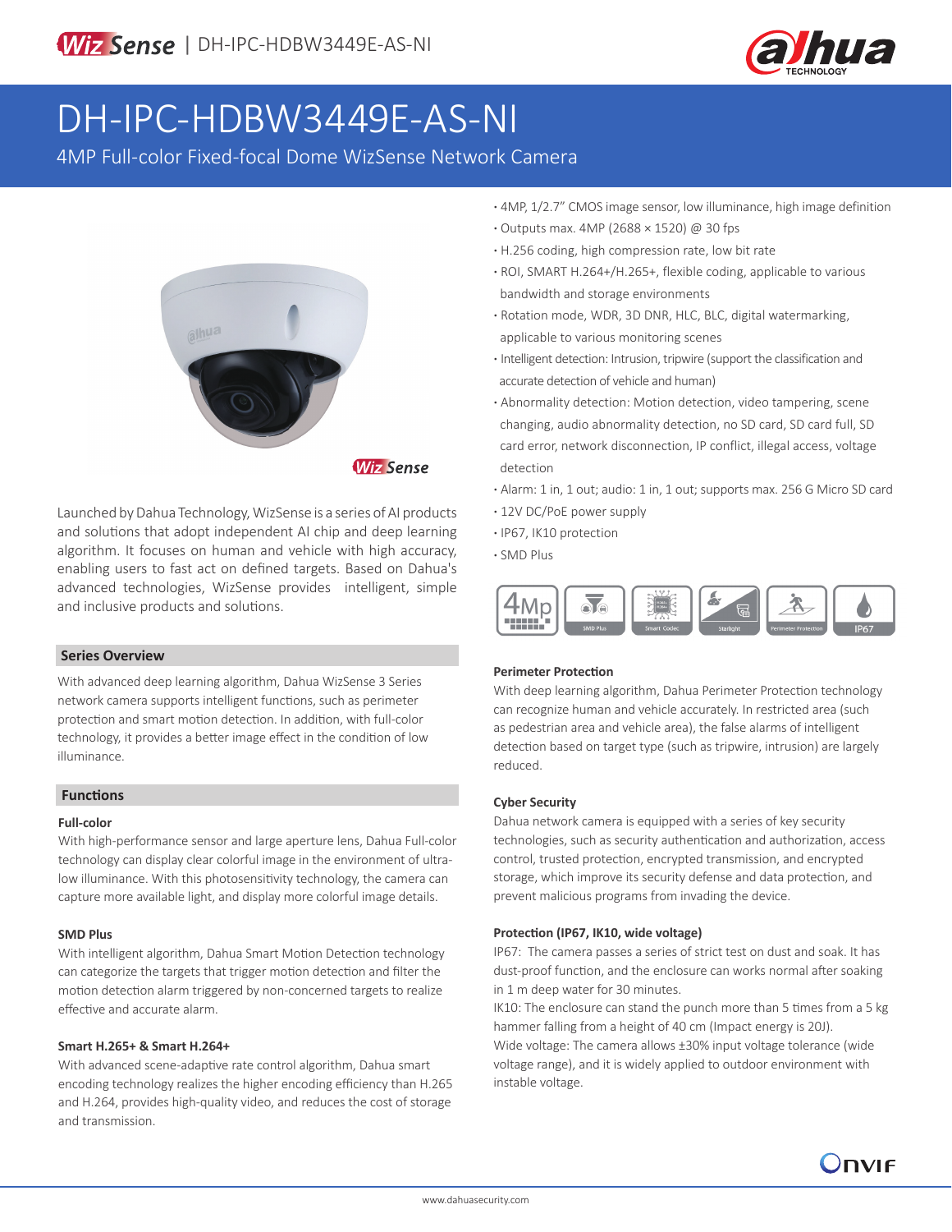# DH-IPC-HDBW3449E-AS-NI

4MP Full-color Fixed-focal Dome WizSense Network Camera

Launched by Dahua Technology, WizSense is a series of AI products and solutions that adopt independent AI chip and deep learning algorithm. It focuses on human and vehicle with high accuracy, enabling users to fast act on defined targets. Based on Dahua's advanced technologies, WizSense provides intelligent, simple and inclusive products and solutions.

- 4MP, 1/2.7" CMOS image sensor, low illuminance, high image definition
- Outputs max. 4MP (2688 × 1520) @ 30 fps
- H.256 coding, high compression rate, low bit rate
- ROI, SMART H.264+/H.265+, flexible coding, applicable to various bandwidth and storage environments
- Rotation mode, WDR, 3D DNR, HLC, BLC, digital watermarking, applicable to various monitoring scenes
- Intelligent detection: Intrusion, tripwire (support the classification and accurate detection of vehicle and human)
- Abnormality detection: Motion detection, video tampering, scene changing, audio abnormality detection, no SD card, SD card full, SD card error, network disconnection, IP conflict, illegal access, voltage detection
- Alarm: 1 in, 1 out; audio: 1 in, 1 out; supports max. 256 G Micro SD card
- 12V DC/PoE power supply
- IP67, IK10 protection
- SMD Plus

## Series Overview

With advanced deep learning algorithm, Dahua WizSense 3 Series network camera supports intelligent functions, such as perimeter protection and smart motion detection. In addition, with full-color technology, it provides a better image effect in the condition of low illuminance.

## Functions

### Full-color

With high-performance sensor and large aperture lens, Dahua Full-color technology can display clear colorful image in the environment of ultra-low illuminance. With this photosensitivity technology, the camera can capture more available light, and display more colorful image details.

### SMD Plus

With intelligent algorithm, Dahua Smart Motion Detection technology can categorize the targets that trigger motion detection and filter the motion detection alarm triggered by non-concerned targets to realize effective and accurate alarm.

### Smart H.265+ & Smart H.264+

With advanced scene-adaptive rate control algorithm, Dahua smart encoding technology realizes the higher encoding efficiency than H.265 and H.264, provides high-quality video, and reduces the cost of storage and transmission.

### Perimeter Protection

With deep learning algorithm, Dahua Perimeter Protection technology can recognize human and vehicle accurately. In restricted area (such as pedestrian area and vehicle area), the false alarms of intelligent detection based on target type (such as tripwire, intrusion) are largely reduced.

### Cyber Security

Dahua network camera is equipped with a series of key security technologies, such as security authentication and authorization, access control, trusted protection, encrypted transmission, and encrypted storage, which improve its security defense and data protection, and prevent malicious programs from invading the device.

### Protection (IP67, IK10, wide voltage)

IP67: The camera passes a series of strict test on dust and soak. It has dust-proof function, and the enclosure can works normal after soaking in 1 m deep water for 30 minutes.

IK10: The enclosure can stand the punch more than 5 times from a 5 kg hammer falling from a height of 40 cm (Impact energy is 20J).

Wide voltage: The camera allows ±30% input voltage tolerance (wide voltage range), and it is widely applied to outdoor environment with instable voltage.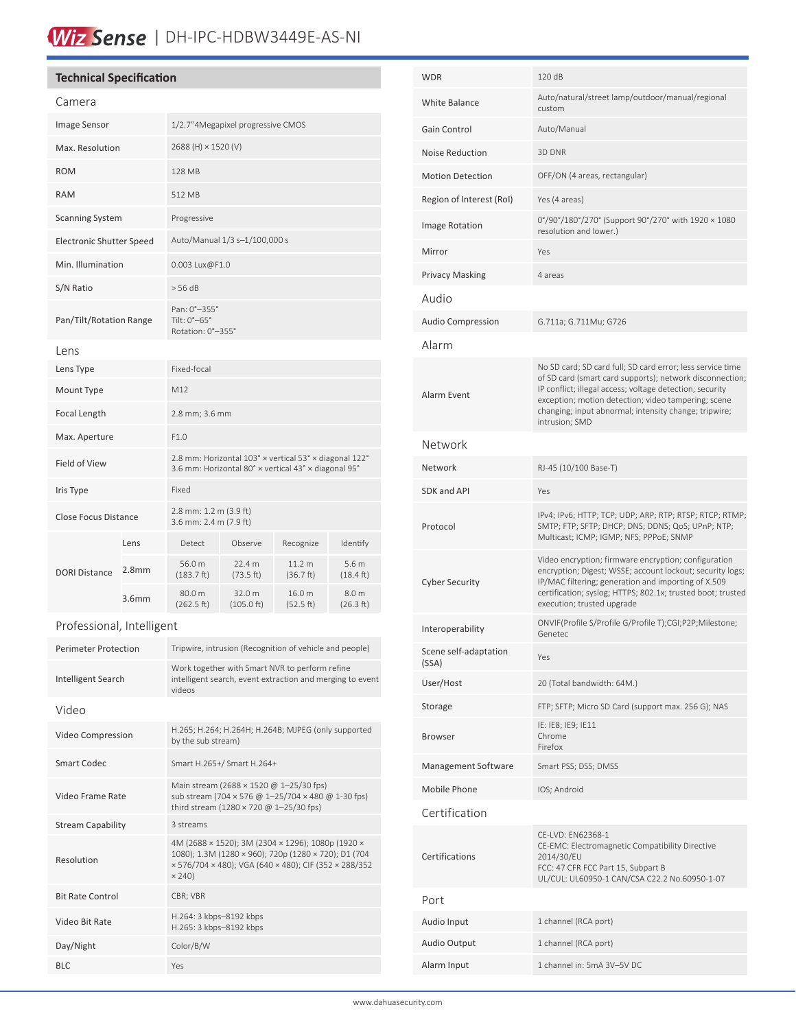# WizSense | DH-IPC-HDBW3449E-AS-NI

## Technical Specification

### Camera

| | |
|---|---|
| Image Sensor | 1/2.7"4Megapixel progressive CMOS |
| Max. Resolution | 2688 (H) × 1520 (V) |
| ROM | 128 MB |
| RAM | 512 MB |
| Scanning System | Progressive |
| Electronic Shutter Speed | Auto/Manual 1/3 s–1/100,000 s |
| Min. Illumination | 0.003 Lux@F1.0 |
| S/N Ratio | > 56 dB |
| Pan/Tilt/Rotation Range | Pan: 0°–355°<br>Tilt: 0°–65°<br>Rotation: 0°–355° |

### Lens

| | | | | | |
|---|---|---|---|---|---|
| Lens Type | Fixed-focal | | | | |
| Mount Type | M12 | | | | |
| Focal Length | 2.8 mm; 3.6 mm | | | | |
| Max. Aperture | F1.0 | | | | |
| Field of View | 2.8 mm: Horizontal 103° × vertical 53° × diagonal 122°<br>3.6 mm: Horizontal 80° × vertical 43° × diagonal 95° | | | | |
| Iris Type | Fixed | | | | |
| Close Focus Distance | 2.8 mm: 1.2 m (3.9 ft)<br>3.6 mm: 2.4 m (7.9 ft) | | | | |
| DORI Distance | Lens | Detect | Observe | Recognize | Identify |
| | 2.8mm | 56.0 m (183.7 ft) | 22.4 m (73.5 ft) | 11.2 m (36.7 ft) | 5.6 m (18.4 ft) |
| | 3.6mm | 80.0 m (262.5 ft) | 32.0 m (105.0 ft) | 16.0 m (52.5 ft) | 8.0 m (26.3 ft) |

### Professional, Intelligent

| | |
|---|---|
| Perimeter Protection | Tripwire, intrusion (Recognition of vehicle and people) |
| Intelligent Search | Work together with Smart NVR to perform refine intelligent search, event extraction and merging to event videos |

### Video

| | |
|---|---|
| Video Compression | H.265; H.264; H.264H; H.264B; MJPEG (only supported by the sub stream) |
| Smart Codec | Smart H.265+/ Smart H.264+ |
| Video Frame Rate | Main stream (2688 × 1520 @ 1–25/30 fps)<br>sub stream (704 × 576 @ 1–25/704 × 480 @ 1-30 fps)<br>third stream (1280 × 720 @ 1–25/30 fps) |
| Stream Capability | 3 streams |
| Resolution | 4M (2688 × 1520); 3M (2304 × 1296); 1080p (1920 × 1080); 1.3M (1280 × 960); 720p (1280 × 720); D1 (704 × 576/704 × 480); VGA (640 × 480); CIF (352 × 288/352 × 240) |
| Bit Rate Control | CBR; VBR |
| Video Bit Rate | H.264: 3 kbps–8192 kbps<br>H.265: 3 kbps–8192 kbps |
| Day/Night | Color/B/W |
| BLC | Yes |
| WDR | 120 dB |
| White Balance | Auto/natural/street lamp/outdoor/manual/regional custom |
| Gain Control | Auto/Manual |
| Noise Reduction | 3D DNR |
| Motion Detection | OFF/ON (4 areas, rectangular) |
| Region of Interest (RoI) | Yes (4 areas) |
| Image Rotation | 0°/90°/180°/270° (Support 90°/270° with 1920 × 1080 resolution and lower.) |
| Mirror | Yes |
| Privacy Masking | 4 areas |

### Audio

| | |
|---|---|
| Audio Compression | G.711a; G.711Mu; G726 |

### Alarm

| | |
|---|---|
| Alarm Event | No SD card; SD card full; SD card error; less service time of SD card (smart card supports); network disconnection; IP conflict; illegal access; voltage detection; security exception; motion detection; video tampering; scene changing; input abnormal; intensity change; tripwire; intrusion; SMD |

### Network

| | |
|---|---|
| Network | RJ-45 (10/100 Base-T) |
| SDK and API | Yes |
| Protocol | IPv4; IPv6; HTTP; TCP; UDP; ARP; RTP; RTSP; RTCP; RTMP; SMTP; FTP; SFTP; DHCP; DNS; DDNS; QoS; UPnP; NTP; Multicast; ICMP; IGMP; NFS; PPPoE; SNMP |
| Cyber Security | Video encryption; firmware encryption; configuration encryption; Digest; WSSE; account lockout; security logs; IP/MAC filtering; generation and importing of X.509 certification; syslog; HTTPS; 802.1x; trusted boot; trusted execution; trusted upgrade |
| Interoperability | ONVIF(Profile S/Profile G/Profile T);CGI;P2P;Milestone; Genetec |
| Scene self-adaptation (SSA) | Yes |
| User/Host | 20 (Total bandwidth: 64M.) |
| Storage | FTP; SFTP; Micro SD Card (support max. 256 G); NAS |
| Browser | IE: IE8; IE9; IE11<br>Chrome<br>Firefox |
| Management Software | Smart PSS; DSS; DMSS |
| Mobile Phone | IOS; Android |

### Certification

| | |
|---|---|
| Certifications | CE-LVD: EN62368-1<br>CE-EMC: Electromagnetic Compatibility Directive 2014/30/EU<br>FCC: 47 CFR FCC Part 15, Subpart B<br>UL/CUL: UL60950-1 CAN/CSA C22.2 No.60950-1-07 |

### Port

| | |
|---|---|
| Audio Input | 1 channel (RCA port) |
| Audio Output | 1 channel (RCA port) |
| Alarm Input | 1 channel in: 5mA 3V–5V DC |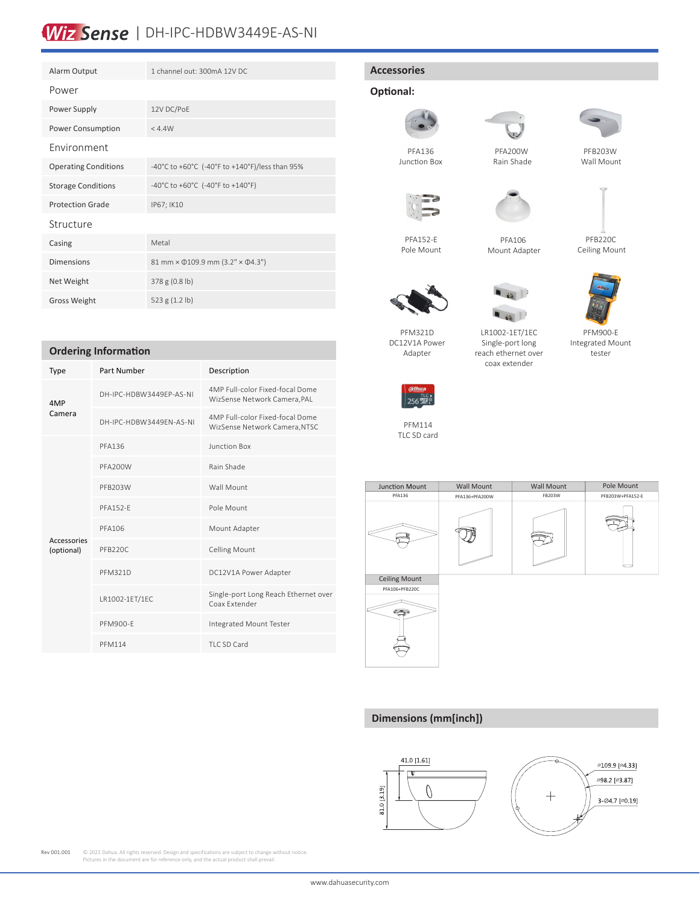# WizSense | DH-IPC-HDBW3449E-AS-NI

| | |
|---|---|
| Alarm Output | 1 channel out: 300mA 12V DC |

## Power

| | |
|---|---|
| Power Supply | 12V DC/PoE |
| Power Consumption | < 4.4W |

## Environment

| | |
|---|---|
| Operating Conditions | -40°C to +60°C (-40°F to +140°F)/less than 95% |
| Storage Conditions | -40°C to +60°C (-40°F to +140°F) |
| Protection Grade | IP67; IK10 |

## Structure

| | |
|---|---|
| Casing | Metal |
| Dimensions | 81 mm × Φ109.9 mm (3.2" × Φ4.3") |
| Net Weight | 378 g (0.8 lb) |
| Gross Weight | 523 g (1.2 lb) |

## Ordering Information

| Type | Part Number | Description |
|---|---|---|
| 4MP Camera | DH-IPC-HDBW3449EP-AS-NI | 4MP Full-color Fixed-focal Dome WizSense Network Camera,PAL |
| | DH-IPC-HDBW3449EN-AS-NI | 4MP Full-color Fixed-focal Dome WizSense Network Camera,NTSC |
| Accessories (optional) | PFA136 | Junction Box |
| | PFA200W | Rain Shade |
| | PFB203W | Wall Mount |
| | PFA152-E | Pole Mount |
| | PFA106 | Mount Adapter |
| | PFB220C | Celling Mount |
| | PFM321D | DC12V1A Power Adapter |
| | LR1002-1ET/1EC | Single-port Long Reach Ethernet over Coax Extender |
| | PFM900-E | Integrated Mount Tester |
| | PFM114 | TLC SD Card |

## Accessories

### Optional:

PFA136
Junction Box

PFA200W
Rain Shade

PFB203W
Wall Mount

PFA152-E
Pole Mount

PFA106
Mount Adapter

PFB220C
Ceiling Mount

PFM321D
DC12V1A Power Adapter

LR1002-1ET/1EC
Single-port long reach ethernet over coax extender

PFM900-E
Integrated Mount tester

PFM114
TLC SD card

| Junction Mount | Wall Mount | Wall Mount | Pole Mount |
|---|---|---|---|
| PFA136 | PFA136+PFA200W | FB203W | PFB203W+PFA152-E |

| Ceiling Mount |
|---|
| PFA106+PFB220C |

## Dimensions (mm[inch])

41.0 [1.61]
81.0 [3.19]
⌀109.9 [⌀4.33]
⌀98.2 [⌀3.87]
3-⌀4.7 [⌀0.19]

Rev 001.001 © 2021 Dahua. All rights reserved. Design and specifications are subject to change without notice. Pictures in the document are for reference only, and the actual product shall prevail.

www.dahuasecurity.com